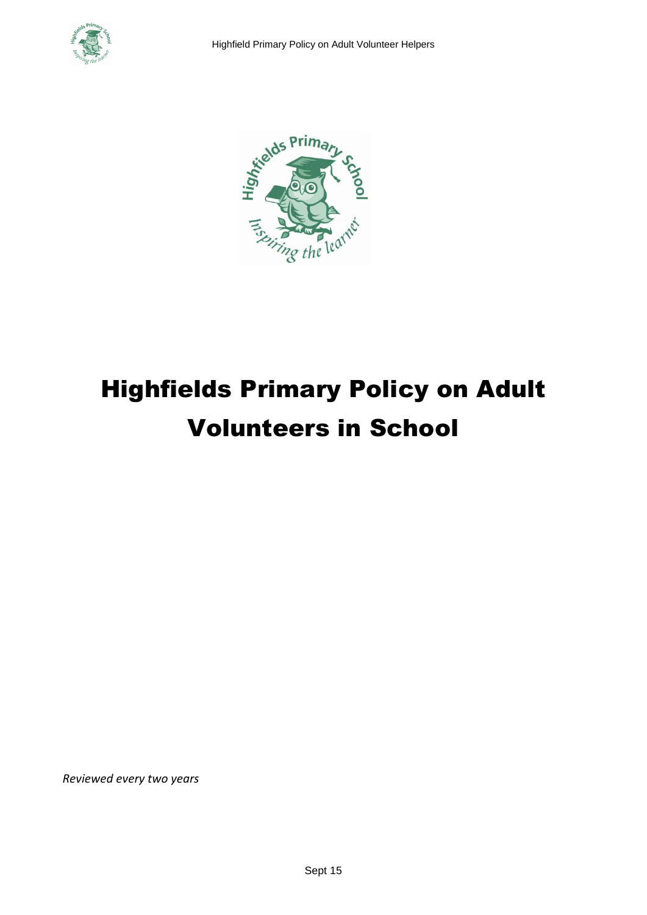# Highfields Primary Policy on Adult Volunteers in School

*Reviewed every two years*

Sept 15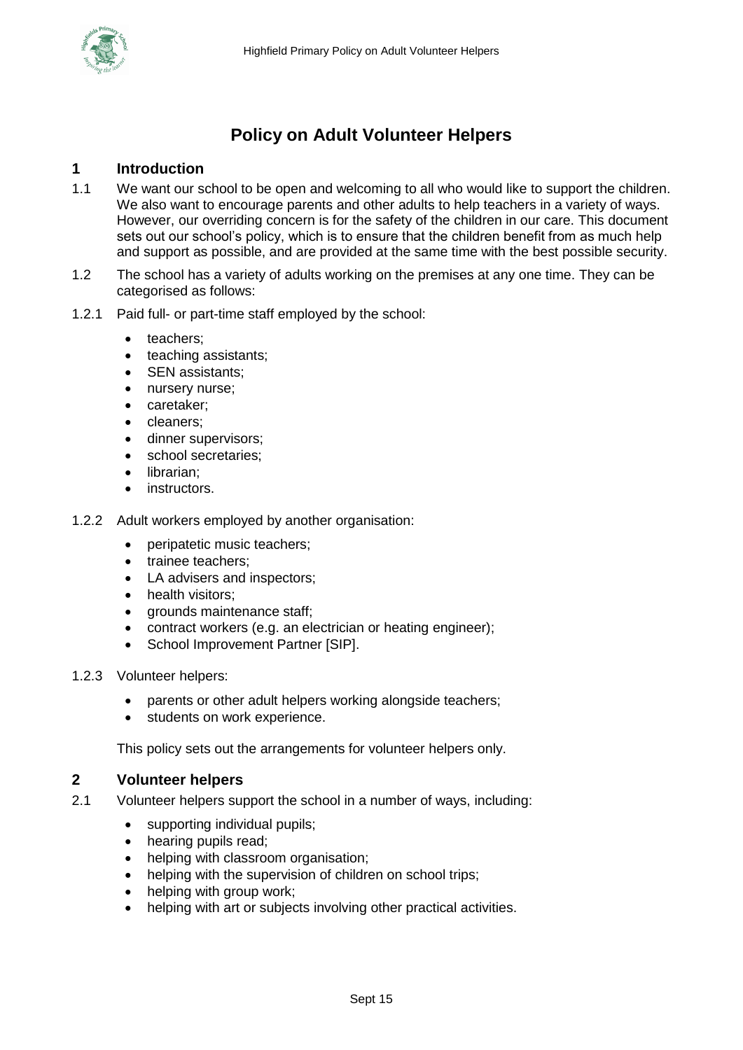# Policy on Adult Volunteer Helpers

## 1 Introduction

1.1 We want our school to be open and welcoming to all who would like to support the children. We also want to encourage parents and other adults to help teachers in a variety of ways. However, our overriding concern is for the safety of the children in our care. This document sets out our school's policy, which is to ensure that the children benefit from as much help and support as possible, and are provided at the same time with the best possible security.

1.2 The school has a variety of adults working on the premises at any one time. They can be categorised as follows:

1.2.1 Paid full- or part-time staff employed by the school:

- teachers;
- teaching assistants;
- SEN assistants;
- nursery nurse;
- caretaker;
- cleaners;
- dinner supervisors;
- school secretaries;
- librarian;
- instructors.

1.2.2 Adult workers employed by another organisation:

- peripatetic music teachers;
- trainee teachers;
- LA advisers and inspectors;
- health visitors;
- grounds maintenance staff;
- contract workers (e.g. an electrician or heating engineer);
- School Improvement Partner [SIP].

1.2.3 Volunteer helpers:

- parents or other adult helpers working alongside teachers;
- students on work experience.

This policy sets out the arrangements for volunteer helpers only.

## 2 Volunteer helpers

2.1 Volunteer helpers support the school in a number of ways, including:

- supporting individual pupils;
- hearing pupils read;
- helping with classroom organisation;
- helping with the supervision of children on school trips;
- helping with group work;
- helping with art or subjects involving other practical activities.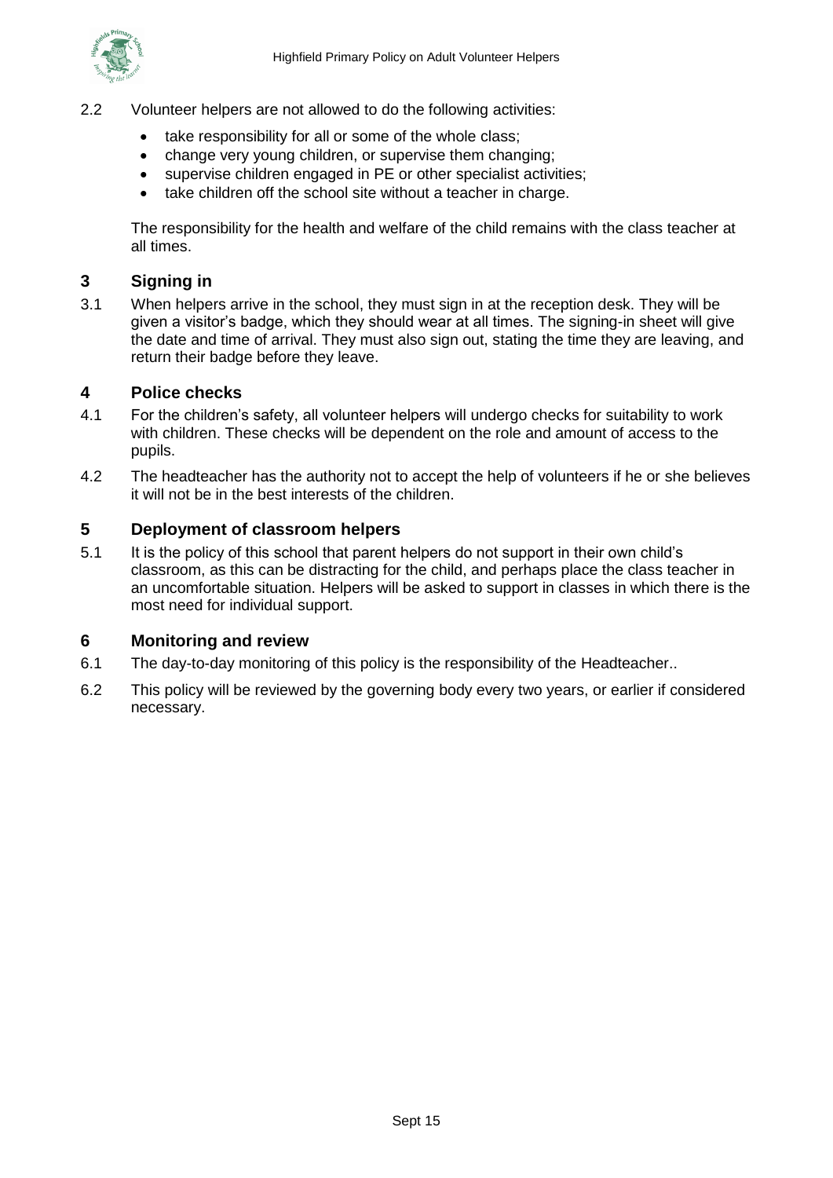2.2 Volunteer helpers are not allowed to do the following activities:

- take responsibility for all or some of the whole class;
- change very young children, or supervise them changing;
- supervise children engaged in PE or other specialist activities;
- take children off the school site without a teacher in charge.

The responsibility for the health and welfare of the child remains with the class teacher at all times.

## 3 Signing in

3.1 When helpers arrive in the school, they must sign in at the reception desk. They will be given a visitor's badge, which they should wear at all times. The signing-in sheet will give the date and time of arrival. They must also sign out, stating the time they are leaving, and return their badge before they leave.

## 4 Police checks

4.1 For the children's safety, all volunteer helpers will undergo checks for suitability to work with children. These checks will be dependent on the role and amount of access to the pupils.

4.2 The headteacher has the authority not to accept the help of volunteers if he or she believes it will not be in the best interests of the children.

## 5 Deployment of classroom helpers

5.1 It is the policy of this school that parent helpers do not support in their own child's classroom, as this can be distracting for the child, and perhaps place the class teacher in an uncomfortable situation. Helpers will be asked to support in classes in which there is the most need for individual support.

## 6 Monitoring and review

6.1 The day-to-day monitoring of this policy is the responsibility of the Headteacher..

6.2 This policy will be reviewed by the governing body every two years, or earlier if considered necessary.